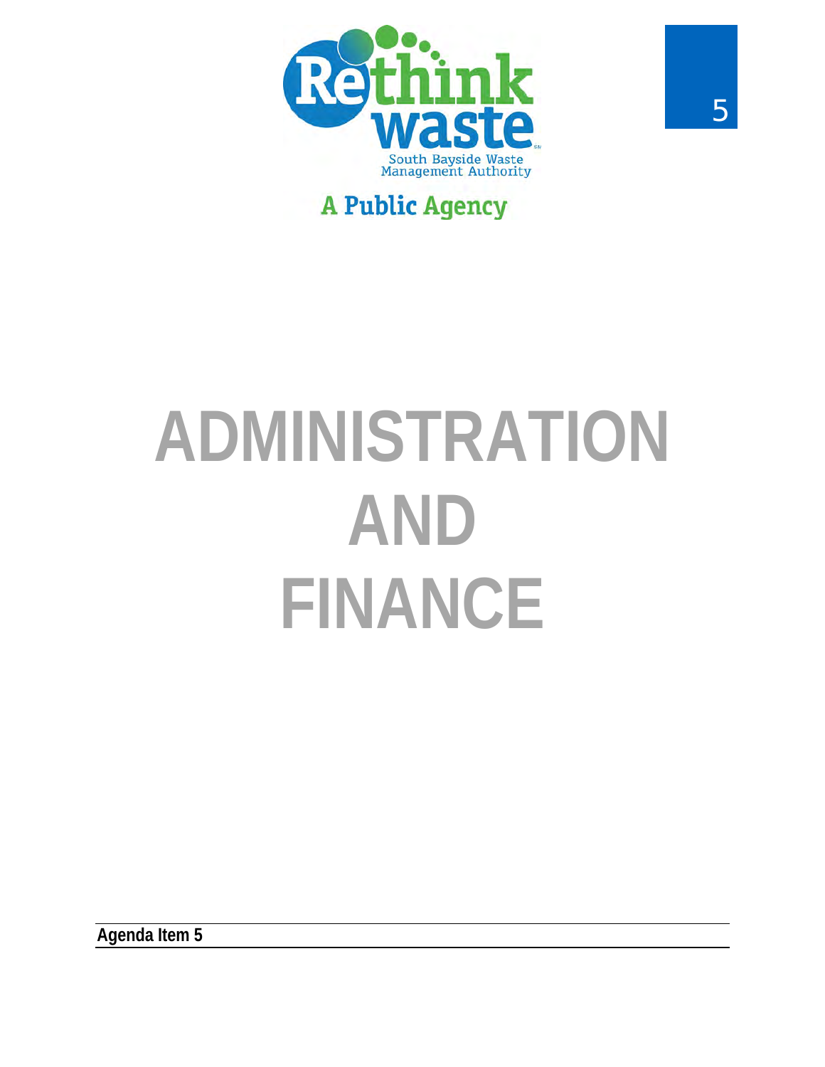Rethink waste

South Bayside Waste Management Authority

A Public Agency

# ADMINISTRATION AND FINANCE

**Agenda Item 5**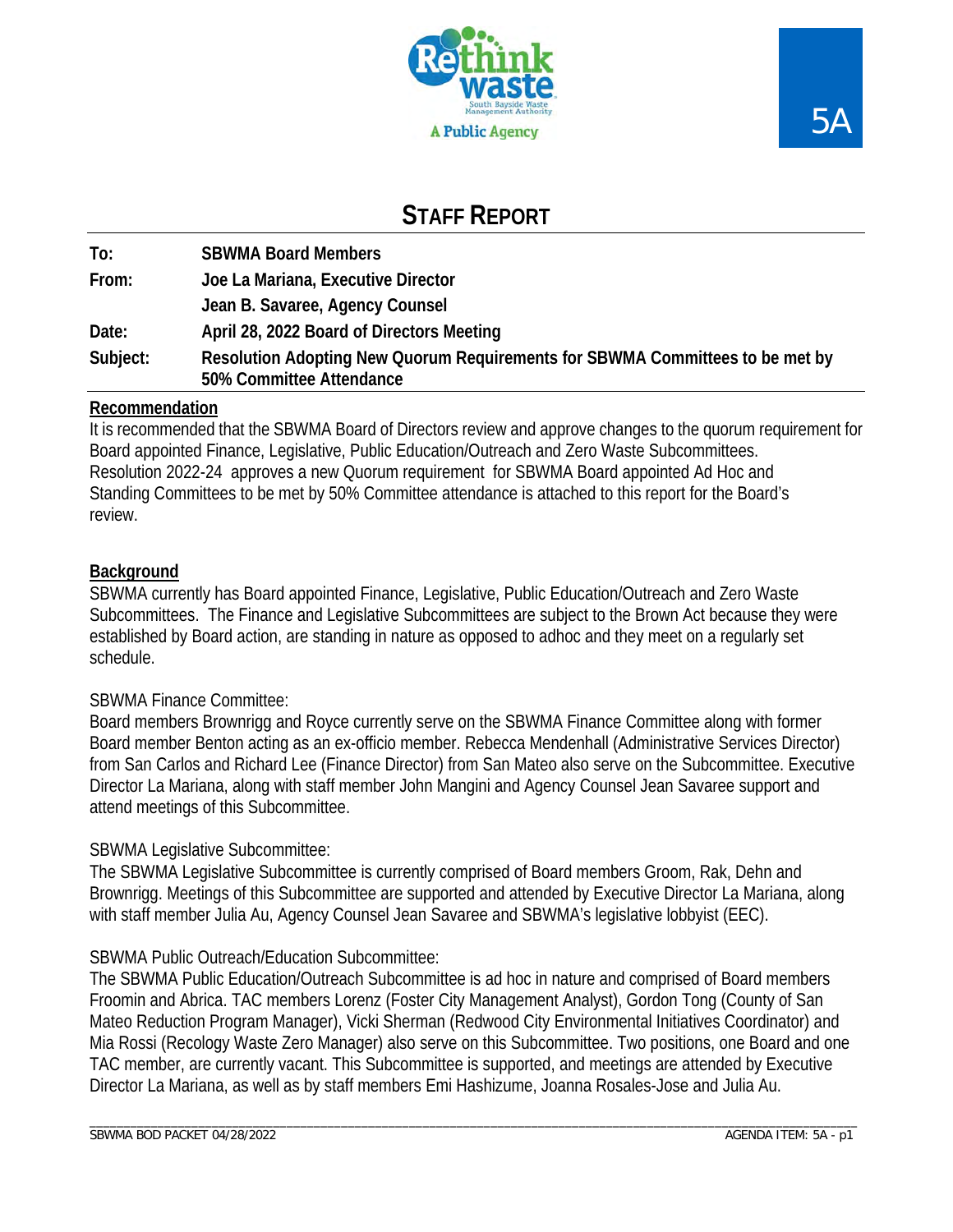# STAFF REPORT

| | |
|---|---|
| **To:** | **SBWMA Board Members** |
| **From:** | **Joe La Mariana, Executive Director** |
| | **Jean B. Savaree, Agency Counsel** |
| **Date:** | **April 28, 2022 Board of Directors Meeting** |
| **Subject:** | **Resolution Adopting New Quorum Requirements for SBWMA Committees to be met by 50% Committee Attendance** |

## Recommendation

It is recommended that the SBWMA Board of Directors review and approve changes to the quorum requirement for Board appointed Finance, Legislative, Public Education/Outreach and Zero Waste Subcommittees. Resolution 2022-24 approves a new Quorum requirement for SBWMA Board appointed Ad Hoc and Standing Committees to be met by 50% Committee attendance is attached to this report for the Board's review.

## Background

SBWMA currently has Board appointed Finance, Legislative, Public Education/Outreach and Zero Waste Subcommittees. The Finance and Legislative Subcommittees are subject to the Brown Act because they were established by Board action, are standing in nature as opposed to adhoc and they meet on a regularly set schedule.

SBWMA Finance Committee:
Board members Brownrigg and Royce currently serve on the SBWMA Finance Committee along with former Board member Benton acting as an ex-officio member. Rebecca Mendenhall (Administrative Services Director) from San Carlos and Richard Lee (Finance Director) from San Mateo also serve on the Subcommittee. Executive Director La Mariana, along with staff member John Mangini and Agency Counsel Jean Savaree support and attend meetings of this Subcommittee.

SBWMA Legislative Subcommittee:
The SBWMA Legislative Subcommittee is currently comprised of Board members Groom, Rak, Dehn and Brownrigg. Meetings of this Subcommittee are supported and attended by Executive Director La Mariana, along with staff member Julia Au, Agency Counsel Jean Savaree and SBWMA's legislative lobbyist (EEC).

SBWMA Public Outreach/Education Subcommittee:
The SBWMA Public Education/Outreach Subcommittee is ad hoc in nature and comprised of Board members Froomin and Abrica. TAC members Lorenz (Foster City Management Analyst), Gordon Tong (County of San Mateo Reduction Program Manager), Vicki Sherman (Redwood City Environmental Initiatives Coordinator) and Mia Rossi (Recology Waste Zero Manager) also serve on this Subcommittee. Two positions, one Board and one TAC member, are currently vacant. This Subcommittee is supported, and meetings are attended by Executive Director La Mariana, as well as by staff members Emi Hashizume, Joanna Rosales-Jose and Julia Au.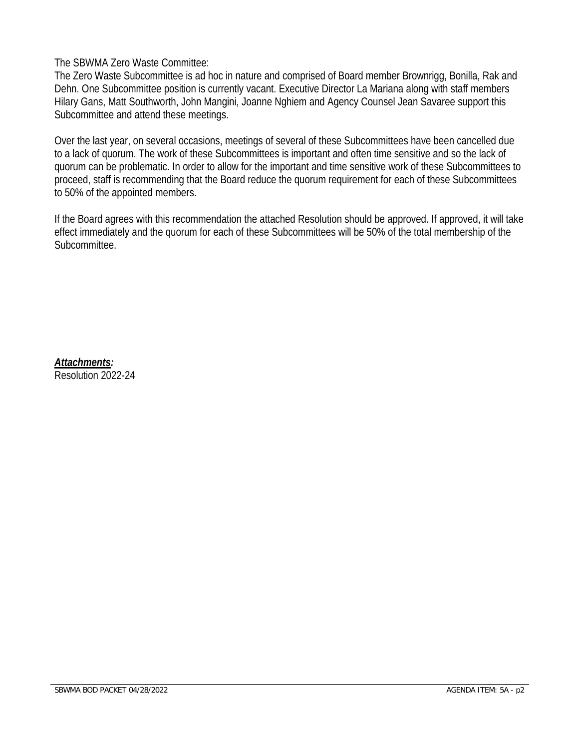The SBWMA Zero Waste Committee:
The Zero Waste Subcommittee is ad hoc in nature and comprised of Board member Brownrigg, Bonilla, Rak and Dehn. One Subcommittee position is currently vacant. Executive Director La Mariana along with staff members Hilary Gans, Matt Southworth, John Mangini, Joanne Nghiem and Agency Counsel Jean Savaree support this Subcommittee and attend these meetings.

Over the last year, on several occasions, meetings of several of these Subcommittees have been cancelled due to a lack of quorum. The work of these Subcommittees is important and often time sensitive and so the lack of quorum can be problematic. In order to allow for the important and time sensitive work of these Subcommittees to proceed, staff is recommending that the Board reduce the quorum requirement for each of these Subcommittees to 50% of the appointed members.

If the Board agrees with this recommendation the attached Resolution should be approved. If approved, it will take effect immediately and the quorum for each of these Subcommittees will be 50% of the total membership of the Subcommittee.

***Attachments:***
Resolution 2022-24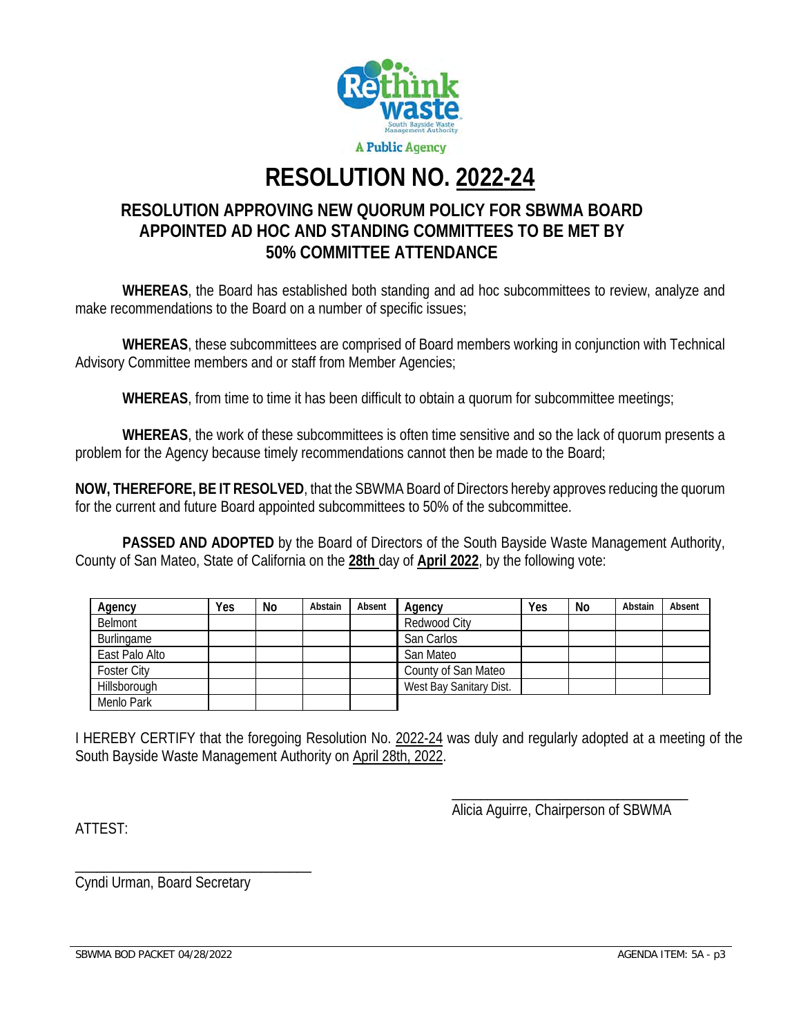# RESOLUTION NO. 2022-24

## RESOLUTION APPROVING NEW QUORUM POLICY FOR SBWMA BOARD APPOINTED AD HOC AND STANDING COMMITTEES TO BE MET BY 50% COMMITTEE ATTENDANCE

**WHEREAS**, the Board has established both standing and ad hoc subcommittees to review, analyze and make recommendations to the Board on a number of specific issues;

**WHEREAS**, these subcommittees are comprised of Board members working in conjunction with Technical Advisory Committee members and or staff from Member Agencies;

**WHEREAS**, from time to time it has been difficult to obtain a quorum for subcommittee meetings;

**WHEREAS**, the work of these subcommittees is often time sensitive and so the lack of quorum presents a problem for the Agency because timely recommendations cannot then be made to the Board;

**NOW, THEREFORE, BE IT RESOLVED**, that the SBWMA Board of Directors hereby approves reducing the quorum for the current and future Board appointed subcommittees to 50% of the subcommittee.

**PASSED AND ADOPTED** by the Board of Directors of the South Bayside Waste Management Authority, County of San Mateo, State of California on the **28th** day of **April 2022**, by the following vote:

| Agency | Yes | No | Abstain | Absent | Agency | Yes | No | Abstain | Absent |
|---|---|---|---|---|---|---|---|---|---|
| Belmont | | | | | Redwood City | | | | |
| Burlingame | | | | | San Carlos | | | | |
| East Palo Alto | | | | | San Mateo | | | | |
| Foster City | | | | | County of San Mateo | | | | |
| Hillsborough | | | | | West Bay Sanitary Dist. | | | | |
| Menlo Park | | | | | | | | | |

I HEREBY CERTIFY that the foregoing Resolution No. 2022-24 was duly and regularly adopted at a meeting of the South Bayside Waste Management Authority on April 28th, 2022.

\_\_\_\_\_\_\_\_\_\_\_\_\_\_\_\_\_\_\_\_\_\_\_\_\_\_\_\_\_\_\_\_
Alicia Aguirre, Chairperson of SBWMA

ATTEST:

\_\_\_\_\_\_\_\_\_\_\_\_\_\_\_\_\_\_\_\_\_\_\_\_\_\_\_\_\_\_\_\_
Cyndi Urman, Board Secretary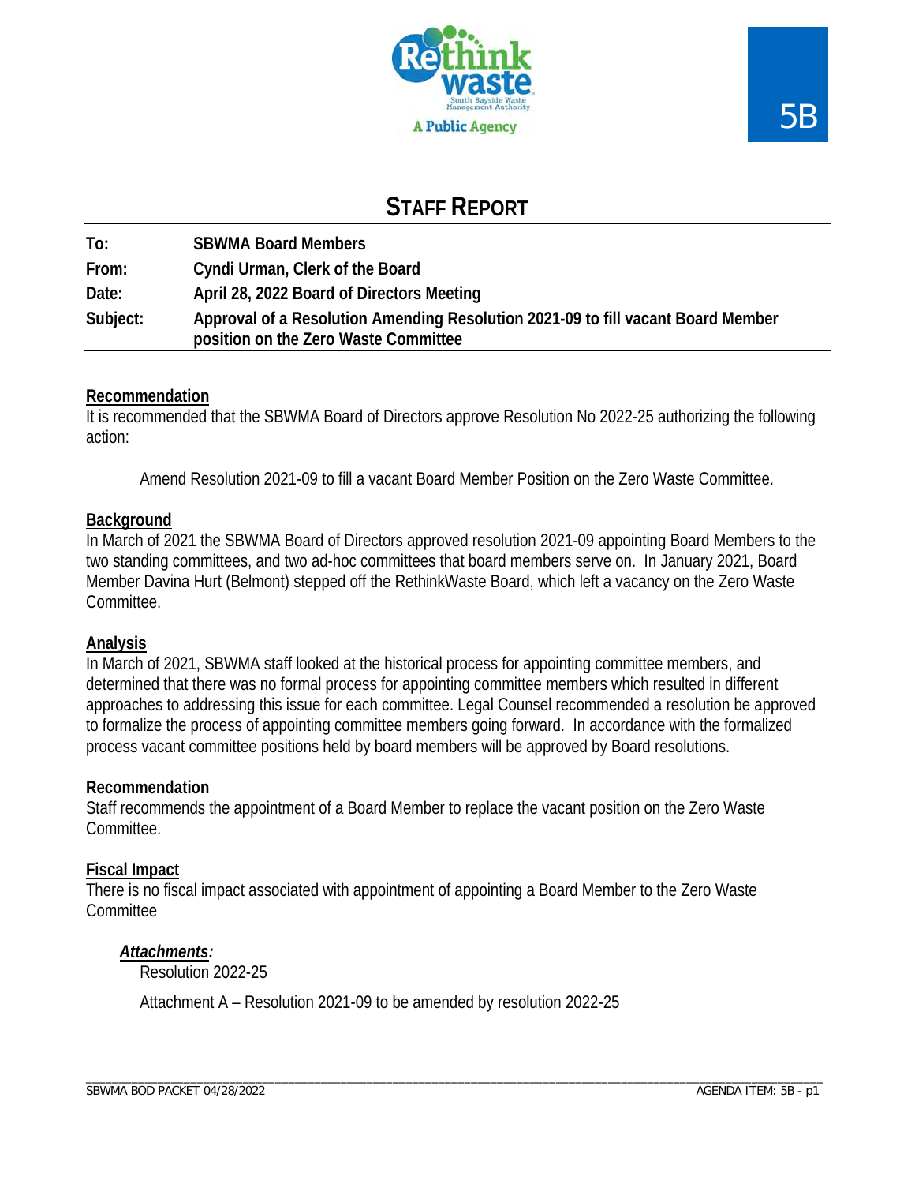5B

# STAFF REPORT

| | |
|---|---|
| **To:** | **SBWMA Board Members** |
| **From:** | **Cyndi Urman, Clerk of the Board** |
| **Date:** | **April 28, 2022 Board of Directors Meeting** |
| **Subject:** | **Approval of a Resolution Amending Resolution 2021-09 to fill vacant Board Member position on the Zero Waste Committee** |

## Recommendation

It is recommended that the SBWMA Board of Directors approve Resolution No 2022-25 authorizing the following action:

Amend Resolution 2021-09 to fill a vacant Board Member Position on the Zero Waste Committee.

## Background

In March of 2021 the SBWMA Board of Directors approved resolution 2021-09 appointing Board Members to the two standing committees, and two ad-hoc committees that board members serve on. In January 2021, Board Member Davina Hurt (Belmont) stepped off the RethinkWaste Board, which left a vacancy on the Zero Waste Committee.

## Analysis

In March of 2021, SBWMA staff looked at the historical process for appointing committee members, and determined that there was no formal process for appointing committee members which resulted in different approaches to addressing this issue for each committee. Legal Counsel recommended a resolution be approved to formalize the process of appointing committee members going forward. In accordance with the formalized process vacant committee positions held by board members will be approved by Board resolutions.

## Recommendation

Staff recommends the appointment of a Board Member to replace the vacant position on the Zero Waste Committee.

## Fiscal Impact

There is no fiscal impact associated with appointment of appointing a Board Member to the Zero Waste Committee

***Attachments:***

Resolution 2022-25

Attachment A – Resolution 2021-09 to be amended by resolution 2022-25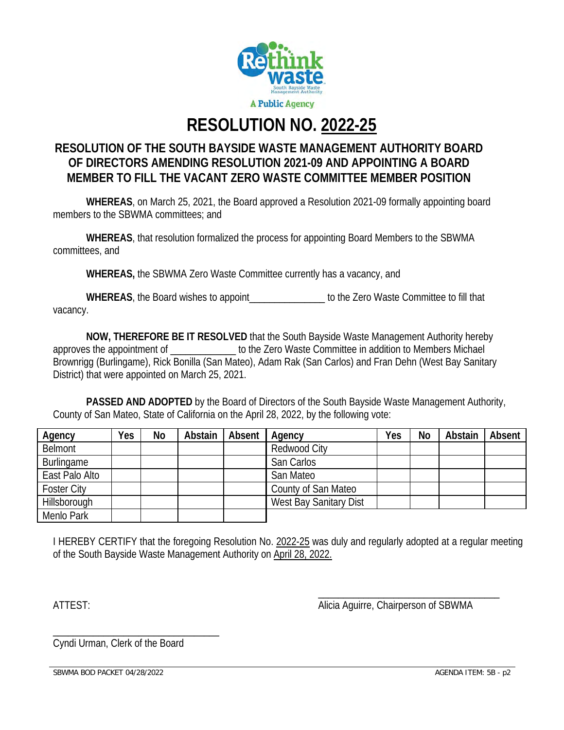# RESOLUTION NO. 2022-25

## RESOLUTION OF THE SOUTH BAYSIDE WASTE MANAGEMENT AUTHORITY BOARD OF DIRECTORS AMENDING RESOLUTION 2021-09 AND APPOINTING A BOARD MEMBER TO FILL THE VACANT ZERO WASTE COMMITTEE MEMBER POSITION

**WHEREAS**, on March 25, 2021, the Board approved a Resolution 2021-09 formally appointing board members to the SBWMA committees; and

**WHEREAS**, that resolution formalized the process for appointing Board Members to the SBWMA committees, and

**WHEREAS,** the SBWMA Zero Waste Committee currently has a vacancy, and

**WHEREAS**, the Board wishes to appoint_______________ to the Zero Waste Committee to fill that vacancy.

**NOW, THEREFORE BE IT RESOLVED** that the South Bayside Waste Management Authority hereby approves the appointment of _____________ to the Zero Waste Committee in addition to Members Michael Brownrigg (Burlingame), Rick Bonilla (San Mateo), Adam Rak (San Carlos) and Fran Dehn (West Bay Sanitary District) that were appointed on March 25, 2021.

**PASSED AND ADOPTED** by the Board of Directors of the South Bayside Waste Management Authority, County of San Mateo, State of California on the April 28, 2022, by the following vote:

| Agency | Yes | No | Abstain | Absent | Agency | Yes | No | Abstain | Absent |
|---|---|---|---|---|---|---|---|---|---|
| Belmont | | | | | Redwood City | | | | |
| Burlingame | | | | | San Carlos | | | | |
| East Palo Alto | | | | | San Mateo | | | | |
| Foster City | | | | | County of San Mateo | | | | |
| Hillsborough | | | | | West Bay Sanitary Dist | | | | |
| Menlo Park | | | | | | | | | |

I HEREBY CERTIFY that the foregoing Resolution No. 2022-25 was duly and regularly adopted at a regular meeting of the South Bayside Waste Management Authority on April 28, 2022.

ATTEST:

___________________________________
Alicia Aguirre, Chairperson of SBWMA

___________________________________
Cyndi Urman, Clerk of the Board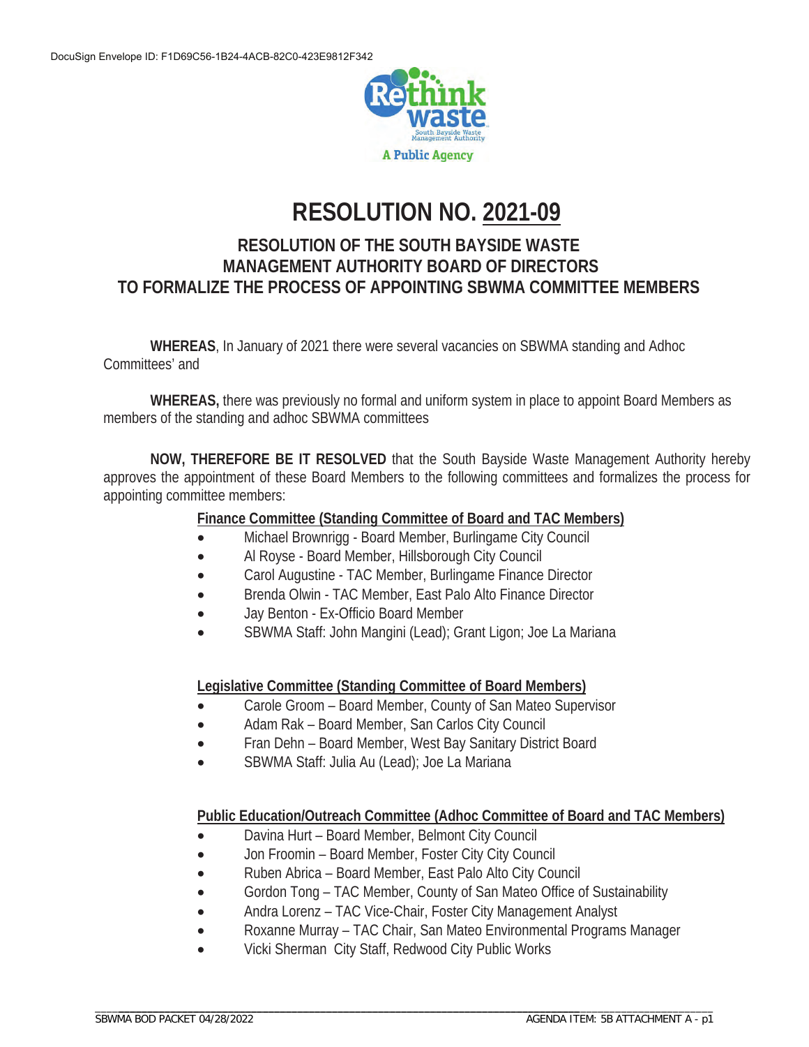# RESOLUTION NO. 2021-09

## RESOLUTION OF THE SOUTH BAYSIDE WASTE MANAGEMENT AUTHORITY BOARD OF DIRECTORS TO FORMALIZE THE PROCESS OF APPOINTING SBWMA COMMITTEE MEMBERS

**WHEREAS**, In January of 2021 there were several vacancies on SBWMA standing and Adhoc Committees' and

**WHEREAS,** there was previously no formal and uniform system in place to appoint Board Members as members of the standing and adhoc SBWMA committees

**NOW, THEREFORE BE IT RESOLVED** that the South Bayside Waste Management Authority hereby approves the appointment of these Board Members to the following committees and formalizes the process for appointing committee members:

**Finance Committee (Standing Committee of Board and TAC Members)**

- Michael Brownrigg - Board Member, Burlingame City Council
- Al Royse - Board Member, Hillsborough City Council
- Carol Augustine - TAC Member, Burlingame Finance Director
- Brenda Olwin - TAC Member, East Palo Alto Finance Director
- Jay Benton - Ex-Officio Board Member
- SBWMA Staff: John Mangini (Lead); Grant Ligon; Joe La Mariana

**Legislative Committee (Standing Committee of Board Members)**

- Carole Groom – Board Member, County of San Mateo Supervisor
- Adam Rak – Board Member, San Carlos City Council
- Fran Dehn – Board Member, West Bay Sanitary District Board
- SBWMA Staff: Julia Au (Lead); Joe La Mariana

**Public Education/Outreach Committee (Adhoc Committee of Board and TAC Members)**

- Davina Hurt – Board Member, Belmont City Council
- Jon Froomin – Board Member, Foster City City Council
- Ruben Abrica – Board Member, East Palo Alto City Council
- Gordon Tong – TAC Member, County of San Mateo Office of Sustainability
- Andra Lorenz – TAC Vice-Chair, Foster City Management Analyst
- Roxanne Murray – TAC Chair, San Mateo Environmental Programs Manager
- Vicki Sherman City Staff, Redwood City Public Works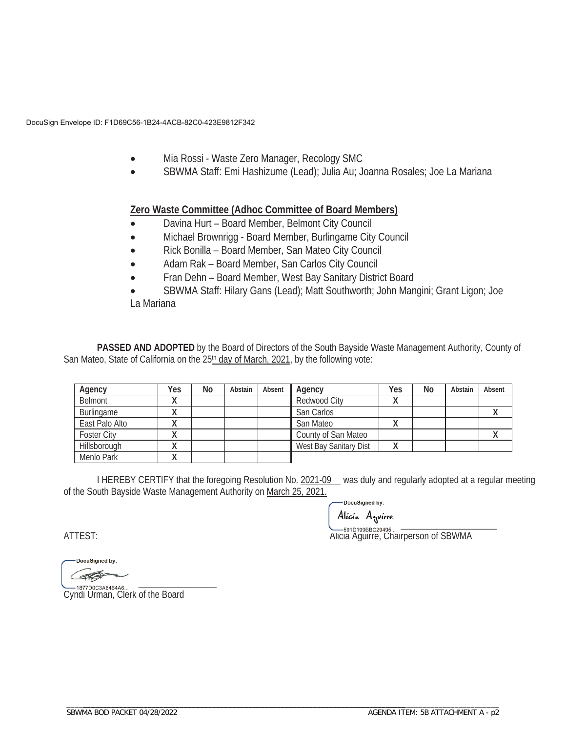DocuSign Envelope ID: F1D69C56-1B24-4ACB-82C0-423E9812F342

- Mia Rossi - Waste Zero Manager, Recology SMC
- SBWMA Staff: Emi Hashizume (Lead); Julia Au; Joanna Rosales; Joe La Mariana

**Zero Waste Committee (Adhoc Committee of Board Members)**

- Davina Hurt – Board Member, Belmont City Council
- Michael Brownrigg - Board Member, Burlingame City Council
- Rick Bonilla – Board Member, San Mateo City Council
- Adam Rak – Board Member, San Carlos City Council
- Fran Dehn – Board Member, West Bay Sanitary District Board
- SBWMA Staff: Hilary Gans (Lead); Matt Southworth; John Mangini; Grant Ligon; Joe La Mariana

**PASSED AND ADOPTED** by the Board of Directors of the South Bayside Waste Management Authority, County of San Mateo, State of California on the 25th day of March, 2021, by the following vote:

| Agency | Yes | No | Abstain | Absent | Agency | Yes | No | Abstain | Absent |
|---|---|---|---|---|---|---|---|---|---|
| Belmont | X | | | | Redwood City | X | | | |
| Burlingame | X | | | | San Carlos | | | | X |
| East Palo Alto | X | | | | San Mateo | X | | | |
| Foster City | X | | | | County of San Mateo | | | | X |
| Hillsborough | X | | | | West Bay Sanitary Dist | X | | | |
| Menlo Park | X | | | | | | | | |

I HEREBY CERTIFY that the foregoing Resolution No. 2021-09 was duly and regularly adopted at a regular meeting of the South Bayside Waste Management Authority on March 25, 2021.

DocuSigned by:
Alicia Aguirre
591D199BBC29495...
Alicia Aguirre, Chairperson of SBWMA

ATTEST:

DocuSigned by:
1877D0C3A6464A6...
Cyndi Urman, Clerk of the Board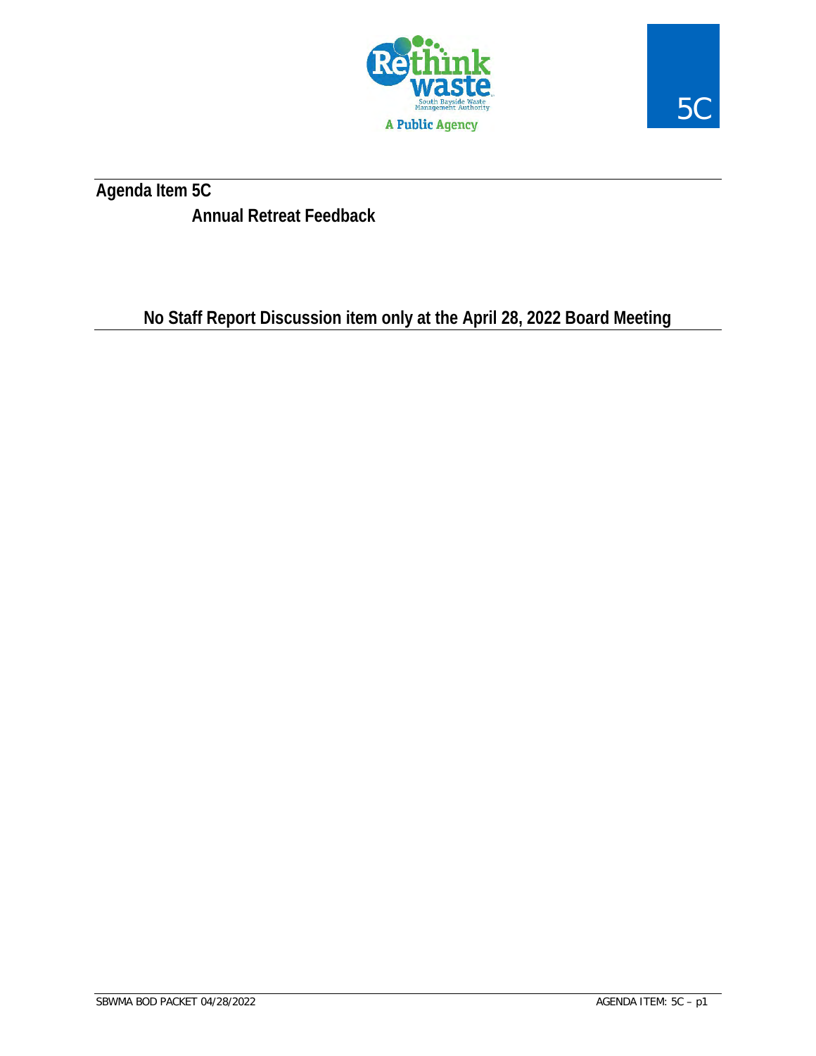Rethink waste
South Bayside Waste Management Authority
A Public Agency

5C

## Agenda Item 5C

### Annual Retreat Feedback

**No Staff Report Discussion item only at the April 28, 2022 Board Meeting**